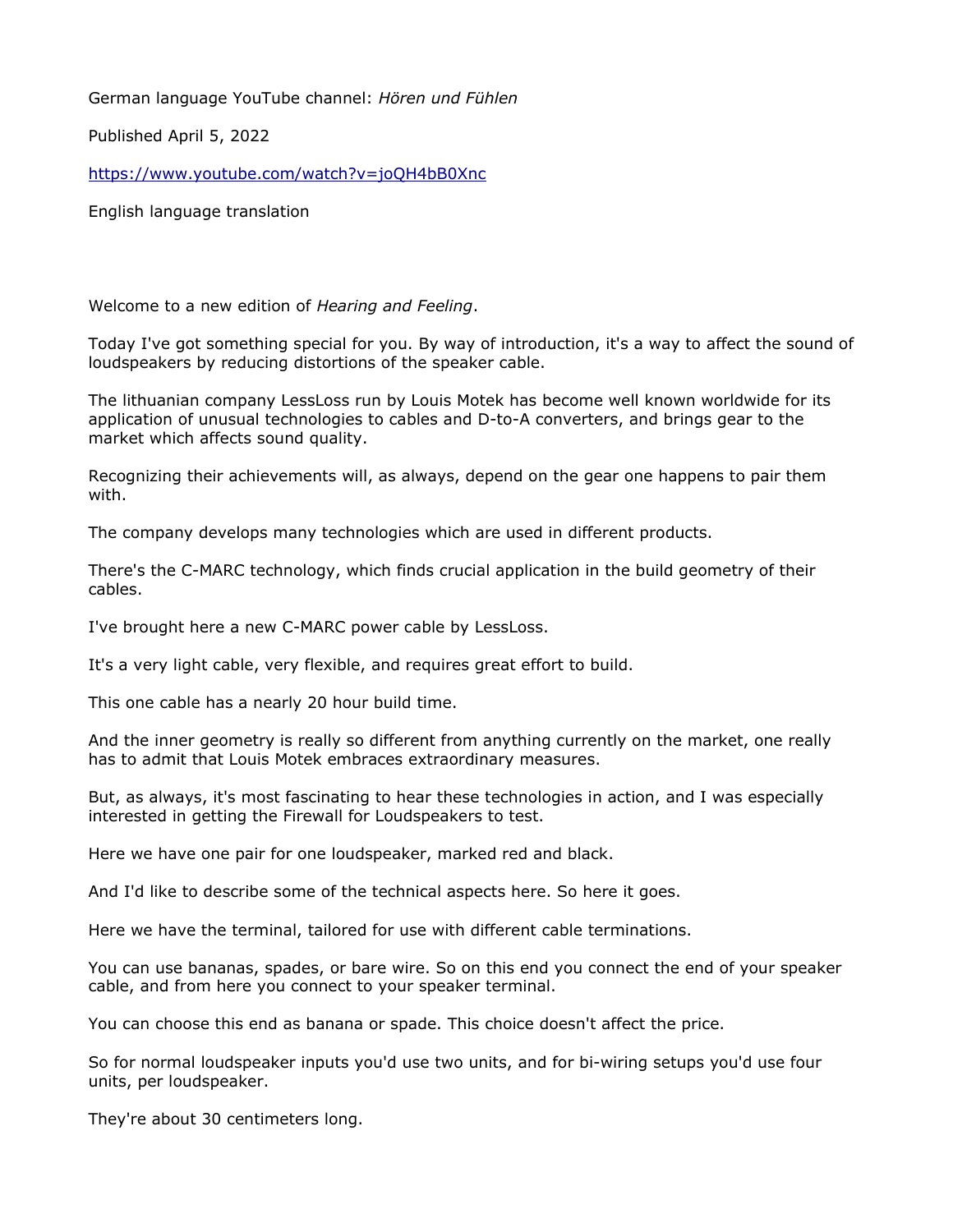German language YouTube channel: *Hören und Fühlen*

Published April 5, 2022

https://www.youtube.com/watch?v=joQH4bB0Xnc

English language translation

Welcome to a new edition of *Hearing and Feeling*.

Today I've got something special for you. By way of introduction, it's a way to affect the sound of loudspeakers by reducing distortions of the speaker cable.

The lithuanian company LessLoss run by Louis Motek has become well known worldwide for its application of unusual technologies to cables and D-to-A converters, and brings gear to the market which affects sound quality.

Recognizing their achievements will, as always, depend on the gear one happens to pair them with.

The company develops many technologies which are used in different products.

There's the C-MARC technology, which finds crucial application in the build geometry of their cables.

I've brought here a new C-MARC power cable by LessLoss.

It's a very light cable, very flexible, and requires great effort to build.

This one cable has a nearly 20 hour build time.

And the inner geometry is really so different from anything currently on the market, one really has to admit that Louis Motek embraces extraordinary measures.

But, as always, it's most fascinating to hear these technologies in action, and I was especially interested in getting the Firewall for Loudspeakers to test.

Here we have one pair for one loudspeaker, marked red and black.

And I'd like to describe some of the technical aspects here. So here it goes.

Here we have the terminal, tailored for use with different cable terminations.

You can use bananas, spades, or bare wire. So on this end you connect the end of your speaker cable, and from here you connect to your speaker terminal.

You can choose this end as banana or spade. This choice doesn't affect the price.

So for normal loudspeaker inputs you'd use two units, and for bi-wiring setups you'd use four units, per loudspeaker.

They're about 30 centimeters long.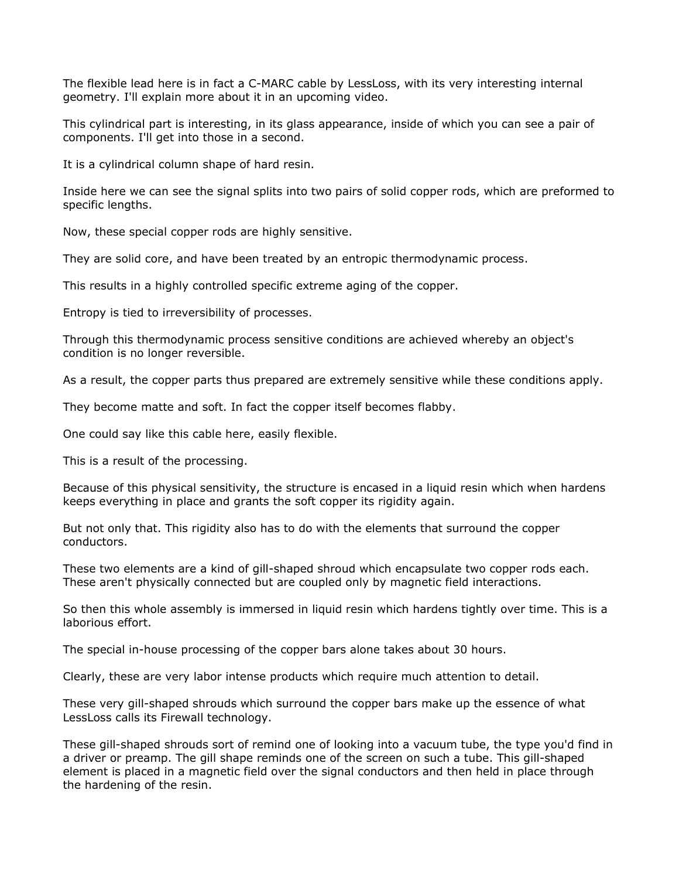The flexible lead here is in fact a C-MARC cable by LessLoss, with its very interesting internal geometry. I'll explain more about it in an upcoming video.

This cylindrical part is interesting, in its glass appearance, inside of which you can see a pair of components. I'll get into those in a second.

It is a cylindrical column shape of hard resin.

Inside here we can see the signal splits into two pairs of solid copper rods, which are preformed to specific lengths.

Now, these special copper rods are highly sensitive.

They are solid core, and have been treated by an entropic thermodynamic process.

This results in a highly controlled specific extreme aging of the copper.

Entropy is tied to irreversibility of processes.

Through this thermodynamic process sensitive conditions are achieved whereby an object's condition is no longer reversible.

As a result, the copper parts thus prepared are extremely sensitive while these conditions apply.

They become matte and soft. In fact the copper itself becomes flabby.

One could say like this cable here, easily flexible.

This is a result of the processing.

Because of this physical sensitivity, the structure is encased in a liquid resin which when hardens keeps everything in place and grants the soft copper its rigidity again.

But not only that. This rigidity also has to do with the elements that surround the copper conductors.

These two elements are a kind of gill-shaped shroud which encapsulate two copper rods each. These aren't physically connected but are coupled only by magnetic field interactions.

So then this whole assembly is immersed in liquid resin which hardens tightly over time. This is a laborious effort.

The special in-house processing of the copper bars alone takes about 30 hours.

Clearly, these are very labor intense products which require much attention to detail.

These very gill-shaped shrouds which surround the copper bars make up the essence of what LessLoss calls its Firewall technology.

These gill-shaped shrouds sort of remind one of looking into a vacuum tube, the type you'd find in a driver or preamp. The gill shape reminds one of the screen on such a tube. This gill-shaped element is placed in a magnetic field over the signal conductors and then held in place through the hardening of the resin.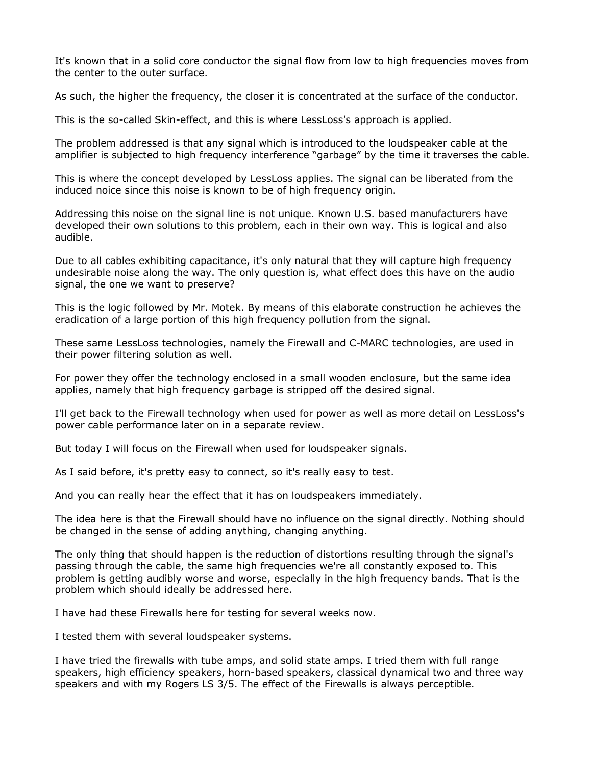It's known that in a solid core conductor the signal flow from low to high frequencies moves from the center to the outer surface.

As such, the higher the frequency, the closer it is concentrated at the surface of the conductor.

This is the so-called Skin-effect, and this is where LessLoss's approach is applied.

The problem addressed is that any signal which is introduced to the loudspeaker cable at the amplifier is subjected to high frequency interference “garbage” by the time it traverses the cable.

This is where the concept developed by LessLoss applies. The signal can be liberated from the induced noice since this noise is known to be of high frequency origin.

Addressing this noise on the signal line is not unique. Known U.S. based manufacturers have developed their own solutions to this problem, each in their own way. This is logical and also audible.

Due to all cables exhibiting capacitance, it's only natural that they will capture high frequency undesirable noise along the way. The only question is, what effect does this have on the audio signal, the one we want to preserve?

This is the logic followed by Mr. Motek. By means of this elaborate construction he achieves the eradication of a large portion of this high frequency pollution from the signal.

These same LessLoss technologies, namely the Firewall and C-MARC technologies, are used in their power filtering solution as well.

For power they offer the technology enclosed in a small wooden enclosure, but the same idea applies, namely that high frequency garbage is stripped off the desired signal.

I'll get back to the Firewall technology when used for power as well as more detail on LessLoss's power cable performance later on in a separate review.

But today I will focus on the Firewall when used for loudspeaker signals.

As I said before, it's pretty easy to connect, so it's really easy to test.

And you can really hear the effect that it has on loudspeakers immediately.

The idea here is that the Firewall should have no influence on the signal directly. Nothing should be changed in the sense of adding anything, changing anything.

The only thing that should happen is the reduction of distortions resulting through the signal's passing through the cable, the same high frequencies we're all constantly exposed to. This problem is getting audibly worse and worse, especially in the high frequency bands. That is the problem which should ideally be addressed here.

I have had these Firewalls here for testing for several weeks now.

I tested them with several loudspeaker systems.

I have tried the firewalls with tube amps, and solid state amps. I tried them with full range speakers, high efficiency speakers, horn-based speakers, classical dynamical two and three way speakers and with my Rogers LS 3/5. The effect of the Firewalls is always perceptible.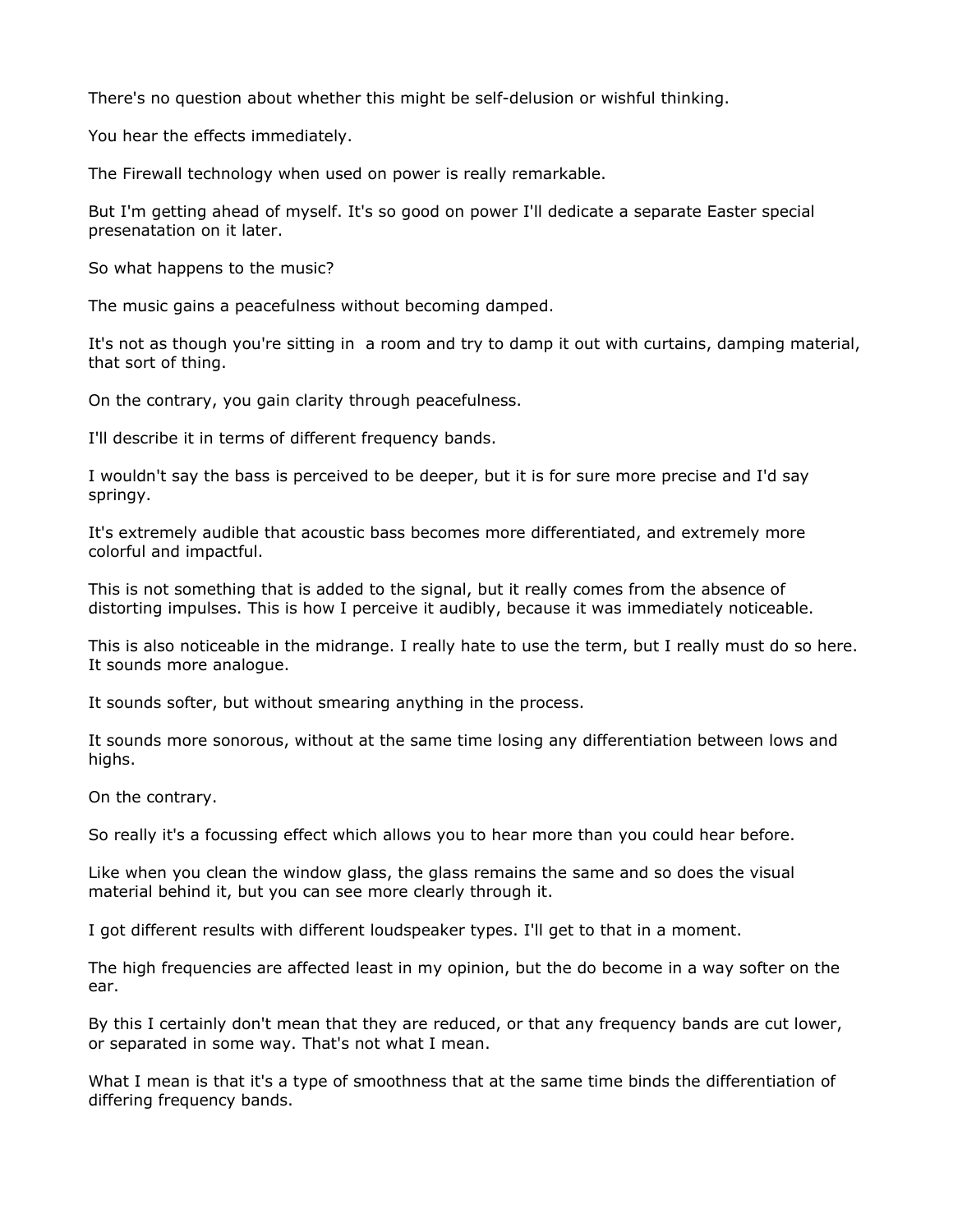There's no question about whether this might be self-delusion or wishful thinking.

You hear the effects immediately.

The Firewall technology when used on power is really remarkable.

But I'm getting ahead of myself. It's so good on power I'll dedicate a separate Easter special presenatation on it later.

So what happens to the music?

The music gains a peacefulness without becoming damped.

It's not as though you're sitting in  a room and try to damp it out with curtains, damping material, that sort of thing.

On the contrary, you gain clarity through peacefulness.

I'll describe it in terms of different frequency bands.

I wouldn't say the bass is perceived to be deeper, but it is for sure more precise and I'd say springy.

It's extremely audible that acoustic bass becomes more differentiated, and extremely more colorful and impactful.

This is not something that is added to the signal, but it really comes from the absence of distorting impulses. This is how I perceive it audibly, because it was immediately noticeable.

This is also noticeable in the midrange. I really hate to use the term, but I really must do so here. It sounds more analogue.

It sounds softer, but without smearing anything in the process.

It sounds more sonorous, without at the same time losing any differentiation between lows and highs.

On the contrary.

So really it's a focussing effect which allows you to hear more than you could hear before.

Like when you clean the window glass, the glass remains the same and so does the visual material behind it, but you can see more clearly through it.

I got different results with different loudspeaker types. I'll get to that in a moment.

The high frequencies are affected least in my opinion, but the do become in a way softer on the ear.

By this I certainly don't mean that they are reduced, or that any frequency bands are cut lower, or separated in some way. That's not what I mean.

What I mean is that it's a type of smoothness that at the same time binds the differentiation of differing frequency bands.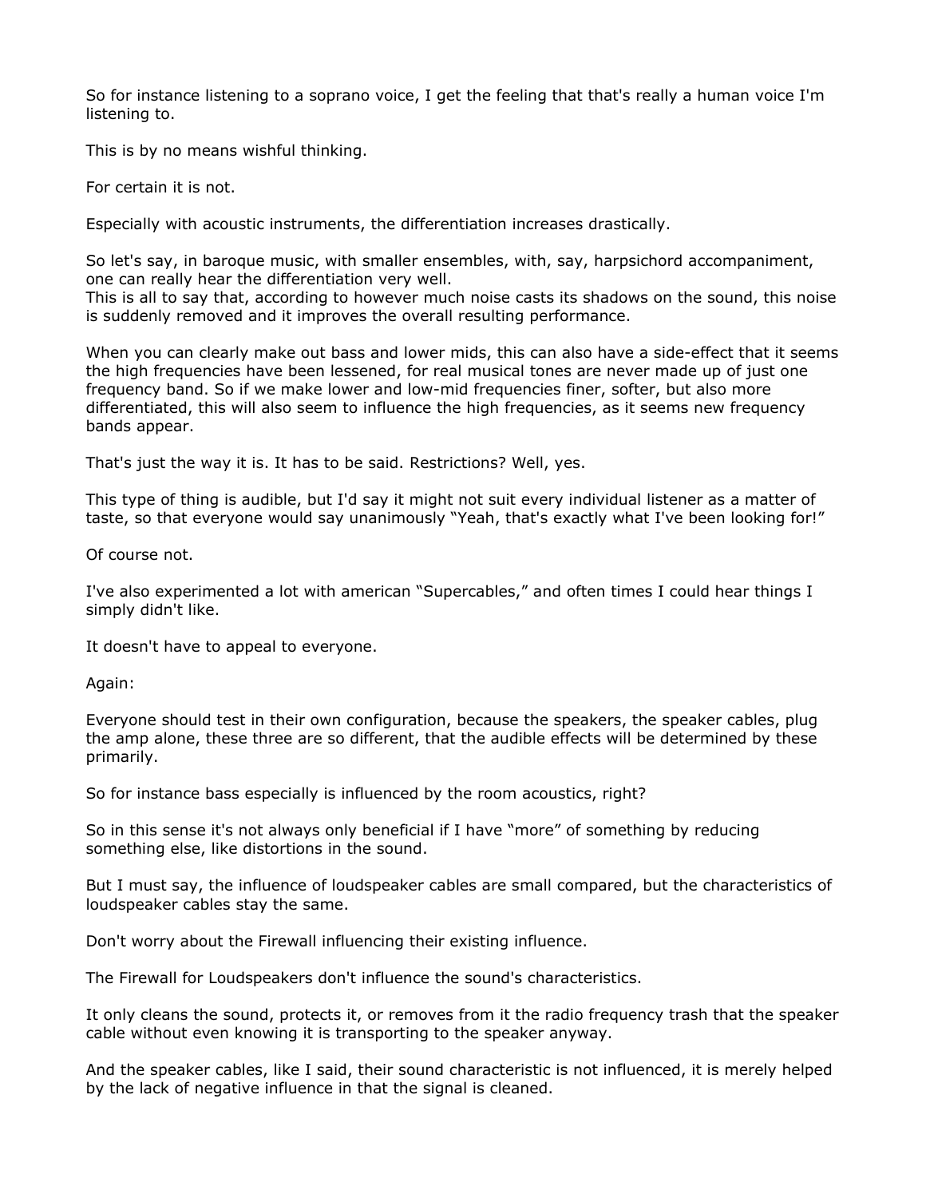So for instance listening to a soprano voice, I get the feeling that that's really a human voice I'm listening to.

This is by no means wishful thinking.

For certain it is not.

Especially with acoustic instruments, the differentiation increases drastically.

So let's say, in baroque music, with smaller ensembles, with, say, harpsichord accompaniment, one can really hear the differentiation very well.
This is all to say that, according to however much noise casts its shadows on the sound, this noise is suddenly removed and it improves the overall resulting performance.

When you can clearly make out bass and lower mids, this can also have a side-effect that it seems the high frequencies have been lessened, for real musical tones are never made up of just one frequency band. So if we make lower and low-mid frequencies finer, softer, but also more differentiated, this will also seem to influence the high frequencies, as it seems new frequency bands appear.

That's just the way it is. It has to be said. Restrictions? Well, yes.

This type of thing is audible, but I'd say it might not suit every individual listener as a matter of taste, so that everyone would say unanimously “Yeah, that's exactly what I've been looking for!”

Of course not.

I've also experimented a lot with american “Supercables,” and often times I could hear things I simply didn't like.

It doesn't have to appeal to everyone.

Again:

Everyone should test in their own configuration, because the speakers, the speaker cables, plug the amp alone, these three are so different, that the audible effects will be determined by these primarily.

So for instance bass especially is influenced by the room acoustics, right?

So in this sense it's not always only beneficial if I have “more” of something by reducing something else, like distortions in the sound.

But I must say, the influence of loudspeaker cables are small compared, but the characteristics of loudspeaker cables stay the same.

Don't worry about the Firewall influencing their existing influence.

The Firewall for Loudspeakers don't influence the sound's characteristics.

It only cleans the sound, protects it, or removes from it the radio frequency trash that the speaker cable without even knowing it is transporting to the speaker anyway.

And the speaker cables, like I said, their sound characteristic is not influenced, it is merely helped by the lack of negative influence in that the signal is cleaned.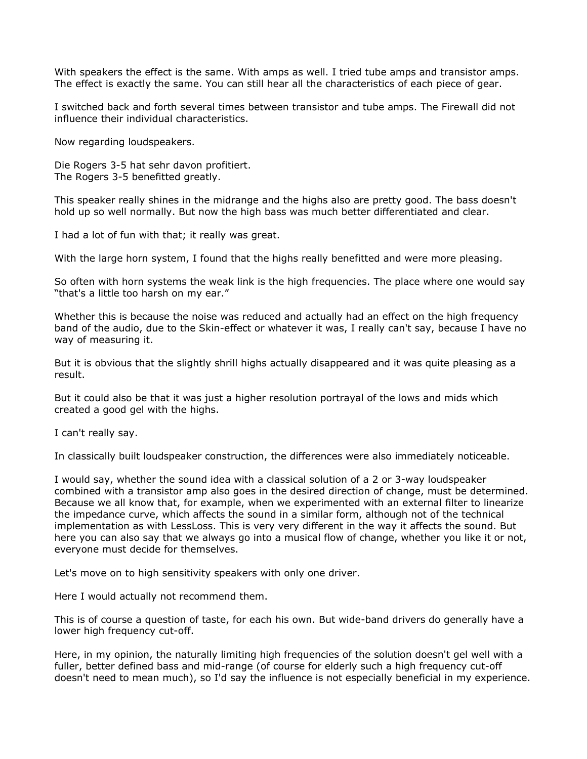With speakers the effect is the same. With amps as well. I tried tube amps and transistor amps. The effect is exactly the same. You can still hear all the characteristics of each piece of gear.

I switched back and forth several times between transistor and tube amps. The Firewall did not influence their individual characteristics.

Now regarding loudspeakers.

Die Rogers 3-5 hat sehr davon profitiert.
The Rogers 3-5 benefitted greatly.

This speaker really shines in the midrange and the highs also are pretty good. The bass doesn't hold up so well normally. But now the high bass was much better differentiated and clear.

I had a lot of fun with that; it really was great.

With the large horn system, I found that the highs really benefitted and were more pleasing.

So often with horn systems the weak link is the high frequencies. The place where one would say "that's a little too harsh on my ear."

Whether this is because the noise was reduced and actually had an effect on the high frequency band of the audio, due to the Skin-effect or whatever it was, I really can't say, because I have no way of measuring it.

But it is obvious that the slightly shrill highs actually disappeared and it was quite pleasing as a result.

But it could also be that it was just a higher resolution portrayal of the lows and mids which created a good gel with the highs.

I can't really say.

In classically built loudspeaker construction, the differences were also immediately noticeable.

I would say, whether the sound idea with a classical solution of a 2 or 3-way loudspeaker combined with a transistor amp also goes in the desired direction of change, must be determined. Because we all know that, for example, when we experimented with an external filter to linearize the impedance curve, which affects the sound in a similar form, although not of the technical implementation as with LessLoss. This is very very different in the way it affects the sound. But here you can also say that we always go into a musical flow of change, whether you like it or not, everyone must decide for themselves.

Let's move on to high sensitivity speakers with only one driver.

Here I would actually not recommend them.

This is of course a question of taste, for each his own. But wide-band drivers do generally have a lower high frequency cut-off.

Here, in my opinion, the naturally limiting high frequencies of the solution doesn't gel well with a fuller, better defined bass and mid-range (of course for elderly such a high frequency cut-off doesn't need to mean much), so I'd say the influence is not especially beneficial in my experience.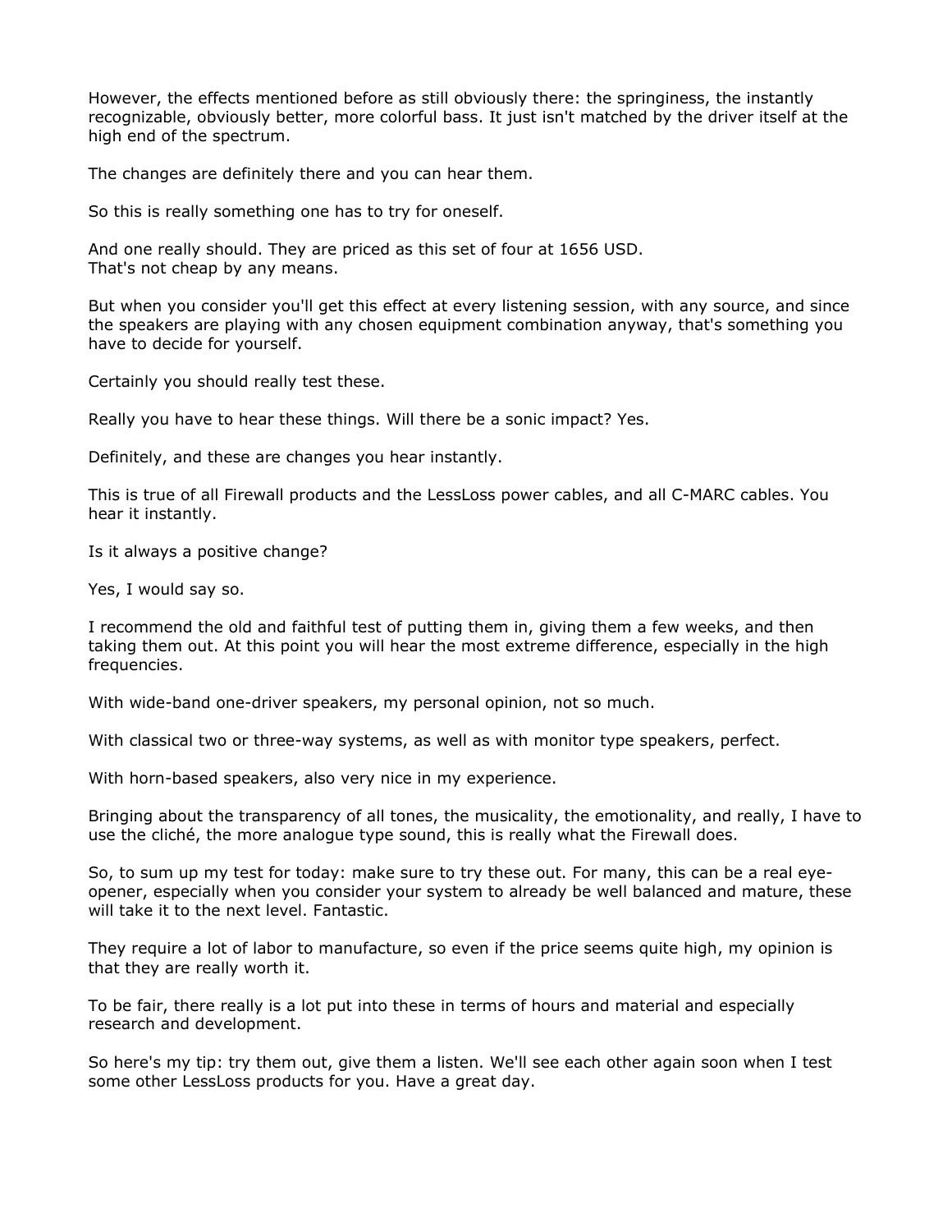However, the effects mentioned before as still obviously there: the springiness, the instantly recognizable, obviously better, more colorful bass. It just isn't matched by the driver itself at the high end of the spectrum.

The changes are definitely there and you can hear them.

So this is really something one has to try for oneself.

And one really should. They are priced as this set of four at 1656 USD.
That's not cheap by any means.

But when you consider you'll get this effect at every listening session, with any source, and since the speakers are playing with any chosen equipment combination anyway, that's something you have to decide for yourself.

Certainly you should really test these.

Really you have to hear these things. Will there be a sonic impact? Yes.

Definitely, and these are changes you hear instantly.

This is true of all Firewall products and the LessLoss power cables, and all C-MARC cables. You hear it instantly.

Is it always a positive change?

Yes, I would say so.

I recommend the old and faithful test of putting them in, giving them a few weeks, and then taking them out. At this point you will hear the most extreme difference, especially in the high frequencies.

With wide-band one-driver speakers, my personal opinion, not so much.

With classical two or three-way systems, as well as with monitor type speakers, perfect.

With horn-based speakers, also very nice in my experience.

Bringing about the transparency of all tones, the musicality, the emotionality, and really, I have to use the cliché, the more analogue type sound, this is really what the Firewall does.

So, to sum up my test for today: make sure to try these out. For many, this can be a real eye-opener, especially when you consider your system to already be well balanced and mature, these will take it to the next level. Fantastic.

They require a lot of labor to manufacture, so even if the price seems quite high, my opinion is that they are really worth it.

To be fair, there really is a lot put into these in terms of hours and material and especially research and development.

So here's my tip: try them out, give them a listen. We'll see each other again soon when I test some other LessLoss products for you. Have a great day.